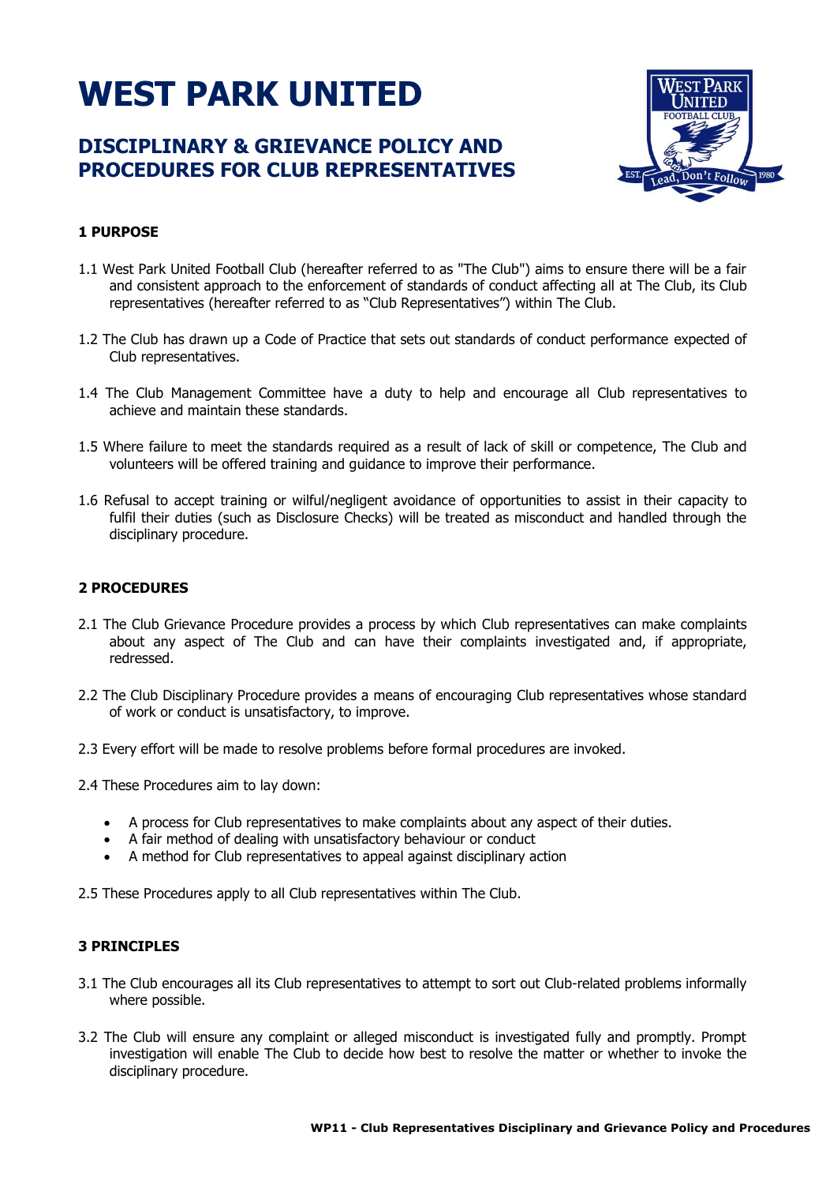# WEST PARK UNITED

## DISCIPLINARY & GRIEVANCE POLICY AND PROCEDURES FOR CLUB REPRESENTATIVES

### 1 PURPOSE

1.1 West Park United Football Club (hereafter referred to as "The Club") aims to ensure there will be a fair and consistent approach to the enforcement of standards of conduct affecting all at The Club, its Club representatives (hereafter referred to as "Club Representatives") within The Club.

1.2 The Club has drawn up a Code of Practice that sets out standards of conduct performance expected of Club representatives.

1.4 The Club Management Committee have a duty to help and encourage all Club representatives to achieve and maintain these standards.

1.5 Where failure to meet the standards required as a result of lack of skill or competence, The Club and volunteers will be offered training and guidance to improve their performance.

1.6 Refusal to accept training or wilful/negligent avoidance of opportunities to assist in their capacity to fulfil their duties (such as Disclosure Checks) will be treated as misconduct and handled through the disciplinary procedure.

### 2 PROCEDURES

2.1 The Club Grievance Procedure provides a process by which Club representatives can make complaints about any aspect of The Club and can have their complaints investigated and, if appropriate, redressed.

2.2 The Club Disciplinary Procedure provides a means of encouraging Club representatives whose standard of work or conduct is unsatisfactory, to improve.

2.3 Every effort will be made to resolve problems before formal procedures are invoked.

2.4 These Procedures aim to lay down:

- A process for Club representatives to make complaints about any aspect of their duties.
- A fair method of dealing with unsatisfactory behaviour or conduct
- A method for Club representatives to appeal against disciplinary action

2.5 These Procedures apply to all Club representatives within The Club.

### 3 PRINCIPLES

3.1 The Club encourages all its Club representatives to attempt to sort out Club-related problems informally where possible.

3.2 The Club will ensure any complaint or alleged misconduct is investigated fully and promptly. Prompt investigation will enable The Club to decide how best to resolve the matter or whether to invoke the disciplinary procedure.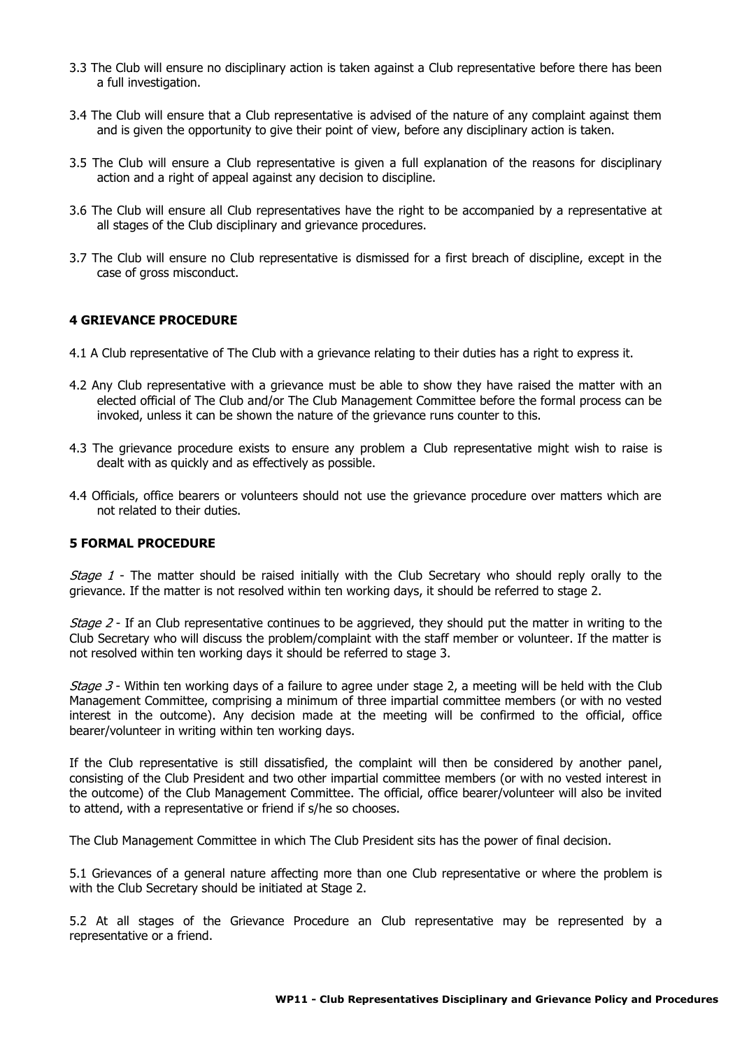3.3 The Club will ensure no disciplinary action is taken against a Club representative before there has been a full investigation.

3.4 The Club will ensure that a Club representative is advised of the nature of any complaint against them and is given the opportunity to give their point of view, before any disciplinary action is taken.

3.5 The Club will ensure a Club representative is given a full explanation of the reasons for disciplinary action and a right of appeal against any decision to discipline.

3.6 The Club will ensure all Club representatives have the right to be accompanied by a representative at all stages of the Club disciplinary and grievance procedures.

3.7 The Club will ensure no Club representative is dismissed for a first breach of discipline, except in the case of gross misconduct.

## 4 GRIEVANCE PROCEDURE

4.1 A Club representative of The Club with a grievance relating to their duties has a right to express it.

4.2 Any Club representative with a grievance must be able to show they have raised the matter with an elected official of The Club and/or The Club Management Committee before the formal process can be invoked, unless it can be shown the nature of the grievance runs counter to this.

4.3 The grievance procedure exists to ensure any problem a Club representative might wish to raise is dealt with as quickly and as effectively as possible.

4.4 Officials, office bearers or volunteers should not use the grievance procedure over matters which are not related to their duties.

## 5 FORMAL PROCEDURE

*Stage 1* - The matter should be raised initially with the Club Secretary who should reply orally to the grievance. If the matter is not resolved within ten working days, it should be referred to stage 2.

*Stage 2* - If an Club representative continues to be aggrieved, they should put the matter in writing to the Club Secretary who will discuss the problem/complaint with the staff member or volunteer. If the matter is not resolved within ten working days it should be referred to stage 3.

*Stage 3* - Within ten working days of a failure to agree under stage 2, a meeting will be held with the Club Management Committee, comprising a minimum of three impartial committee members (or with no vested interest in the outcome). Any decision made at the meeting will be confirmed to the official, office bearer/volunteer in writing within ten working days.

If the Club representative is still dissatisfied, the complaint will then be considered by another panel, consisting of the Club President and two other impartial committee members (or with no vested interest in the outcome) of the Club Management Committee. The official, office bearer/volunteer will also be invited to attend, with a representative or friend if s/he so chooses.

The Club Management Committee in which The Club President sits has the power of final decision.

5.1 Grievances of a general nature affecting more than one Club representative or where the problem is with the Club Secretary should be initiated at Stage 2.

5.2 At all stages of the Grievance Procedure an Club representative may be represented by a representative or a friend.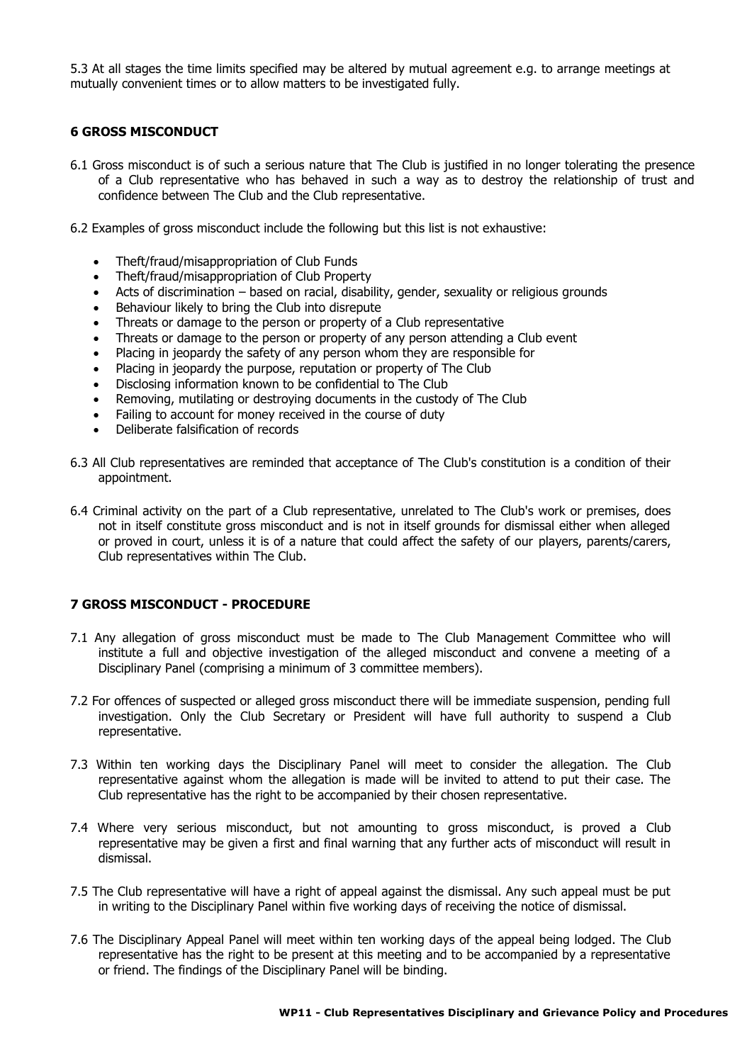5.3 At all stages the time limits specified may be altered by mutual agreement e.g. to arrange meetings at mutually convenient times or to allow matters to be investigated fully.

## 6 GROSS MISCONDUCT

6.1 Gross misconduct is of such a serious nature that The Club is justified in no longer tolerating the presence of a Club representative who has behaved in such a way as to destroy the relationship of trust and confidence between The Club and the Club representative.

6.2 Examples of gross misconduct include the following but this list is not exhaustive:

- Theft/fraud/misappropriation of Club Funds
- Theft/fraud/misappropriation of Club Property
- Acts of discrimination – based on racial, disability, gender, sexuality or religious grounds
- Behaviour likely to bring the Club into disrepute
- Threats or damage to the person or property of a Club representative
- Threats or damage to the person or property of any person attending a Club event
- Placing in jeopardy the safety of any person whom they are responsible for
- Placing in jeopardy the purpose, reputation or property of The Club
- Disclosing information known to be confidential to The Club
- Removing, mutilating or destroying documents in the custody of The Club
- Failing to account for money received in the course of duty
- Deliberate falsification of records

6.3 All Club representatives are reminded that acceptance of The Club's constitution is a condition of their appointment.

6.4 Criminal activity on the part of a Club representative, unrelated to The Club's work or premises, does not in itself constitute gross misconduct and is not in itself grounds for dismissal either when alleged or proved in court, unless it is of a nature that could affect the safety of our players, parents/carers, Club representatives within The Club.

## 7 GROSS MISCONDUCT - PROCEDURE

7.1 Any allegation of gross misconduct must be made to The Club Management Committee who will institute a full and objective investigation of the alleged misconduct and convene a meeting of a Disciplinary Panel (comprising a minimum of 3 committee members).

7.2 For offences of suspected or alleged gross misconduct there will be immediate suspension, pending full investigation. Only the Club Secretary or President will have full authority to suspend a Club representative.

7.3 Within ten working days the Disciplinary Panel will meet to consider the allegation. The Club representative against whom the allegation is made will be invited to attend to put their case. The Club representative has the right to be accompanied by their chosen representative.

7.4 Where very serious misconduct, but not amounting to gross misconduct, is proved a Club representative may be given a first and final warning that any further acts of misconduct will result in dismissal.

7.5 The Club representative will have a right of appeal against the dismissal. Any such appeal must be put in writing to the Disciplinary Panel within five working days of receiving the notice of dismissal.

7.6 The Disciplinary Appeal Panel will meet within ten working days of the appeal being lodged. The Club representative has the right to be present at this meeting and to be accompanied by a representative or friend. The findings of the Disciplinary Panel will be binding.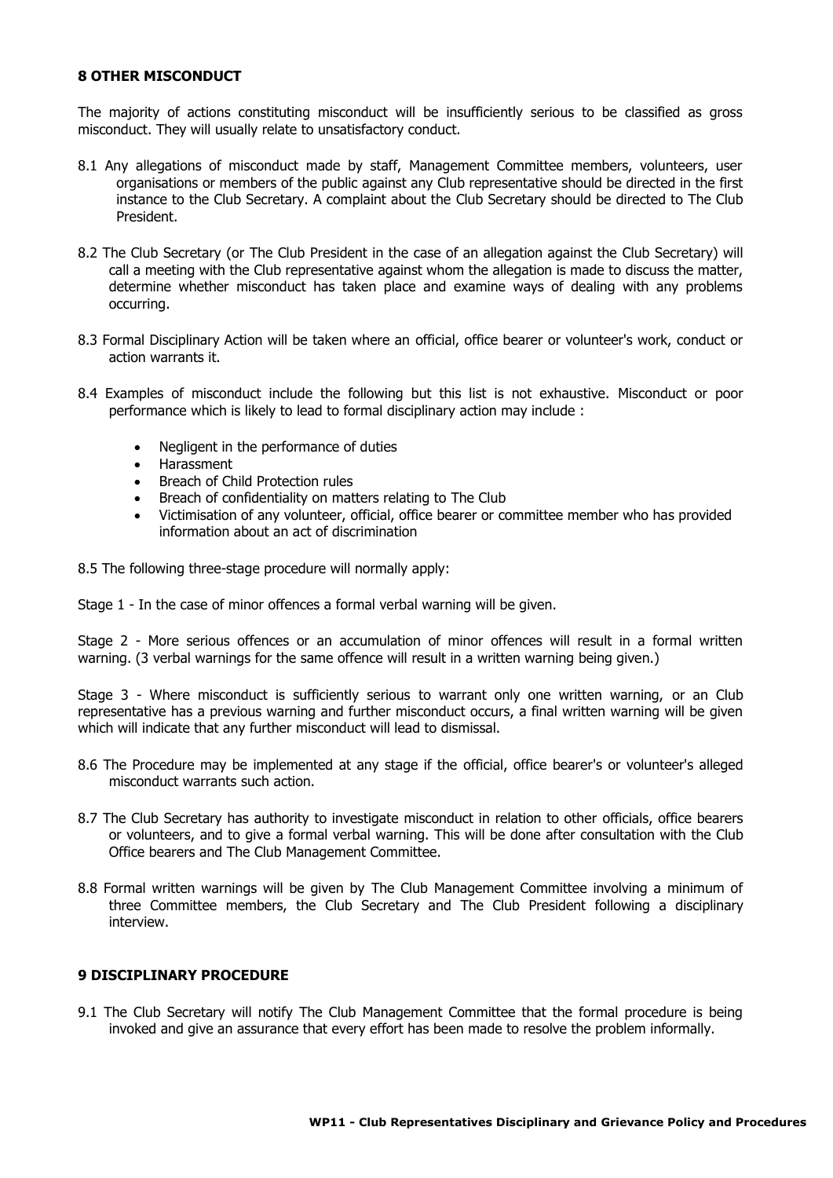## 8 OTHER MISCONDUCT

The majority of actions constituting misconduct will be insufficiently serious to be classified as gross misconduct. They will usually relate to unsatisfactory conduct.

8.1 Any allegations of misconduct made by staff, Management Committee members, volunteers, user organisations or members of the public against any Club representative should be directed in the first instance to the Club Secretary. A complaint about the Club Secretary should be directed to The Club President.

8.2 The Club Secretary (or The Club President in the case of an allegation against the Club Secretary) will call a meeting with the Club representative against whom the allegation is made to discuss the matter, determine whether misconduct has taken place and examine ways of dealing with any problems occurring.

8.3 Formal Disciplinary Action will be taken where an official, office bearer or volunteer's work, conduct or action warrants it.

8.4 Examples of misconduct include the following but this list is not exhaustive. Misconduct or poor performance which is likely to lead to formal disciplinary action may include :

- Negligent in the performance of duties
- Harassment
- Breach of Child Protection rules
- Breach of confidentiality on matters relating to The Club
- Victimisation of any volunteer, official, office bearer or committee member who has provided information about an act of discrimination

8.5 The following three-stage procedure will normally apply:

Stage 1 - In the case of minor offences a formal verbal warning will be given.

Stage 2 - More serious offences or an accumulation of minor offences will result in a formal written warning. (3 verbal warnings for the same offence will result in a written warning being given.)

Stage 3 - Where misconduct is sufficiently serious to warrant only one written warning, or an Club representative has a previous warning and further misconduct occurs, a final written warning will be given which will indicate that any further misconduct will lead to dismissal.

8.6 The Procedure may be implemented at any stage if the official, office bearer's or volunteer's alleged misconduct warrants such action.

8.7 The Club Secretary has authority to investigate misconduct in relation to other officials, office bearers or volunteers, and to give a formal verbal warning. This will be done after consultation with the Club Office bearers and The Club Management Committee.

8.8 Formal written warnings will be given by The Club Management Committee involving a minimum of three Committee members, the Club Secretary and The Club President following a disciplinary interview.

## 9 DISCIPLINARY PROCEDURE

9.1 The Club Secretary will notify The Club Management Committee that the formal procedure is being invoked and give an assurance that every effort has been made to resolve the problem informally.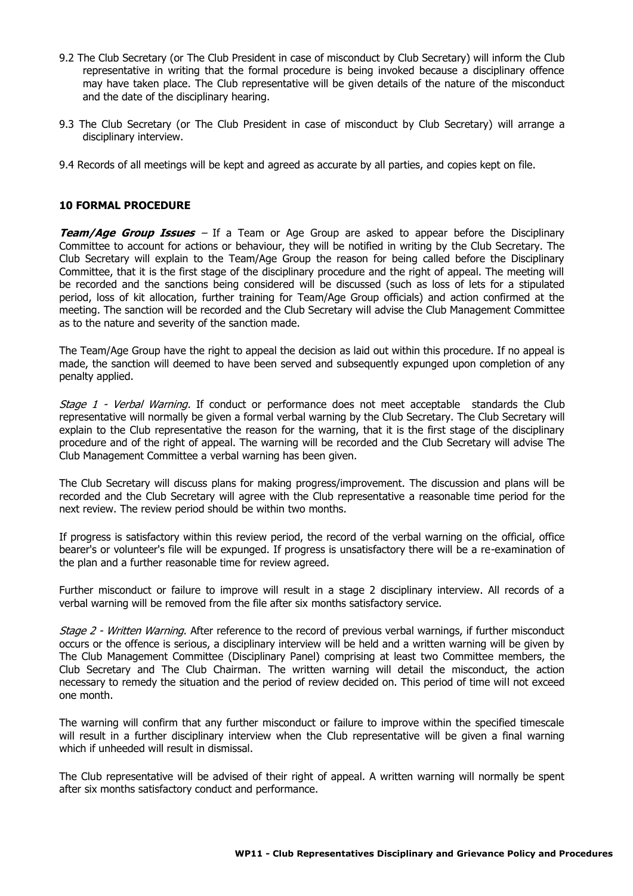9.2 The Club Secretary (or The Club President in case of misconduct by Club Secretary) will inform the Club representative in writing that the formal procedure is being invoked because a disciplinary offence may have taken place. The Club representative will be given details of the nature of the misconduct and the date of the disciplinary hearing.

9.3 The Club Secretary (or The Club President in case of misconduct by Club Secretary) will arrange a disciplinary interview.

9.4 Records of all meetings will be kept and agreed as accurate by all parties, and copies kept on file.

## 10 FORMAL PROCEDURE

***Team/Age Group Issues*** – If a Team or Age Group are asked to appear before the Disciplinary Committee to account for actions or behaviour, they will be notified in writing by the Club Secretary. The Club Secretary will explain to the Team/Age Group the reason for being called before the Disciplinary Committee, that it is the first stage of the disciplinary procedure and the right of appeal. The meeting will be recorded and the sanctions being considered will be discussed (such as loss of lets for a stipulated period, loss of kit allocation, further training for Team/Age Group officials) and action confirmed at the meeting. The sanction will be recorded and the Club Secretary will advise the Club Management Committee as to the nature and severity of the sanction made.

The Team/Age Group have the right to appeal the decision as laid out within this procedure. If no appeal is made, the sanction will deemed to have been served and subsequently expunged upon completion of any penalty applied.

*Stage 1 - Verbal Warning.* If conduct or performance does not meet acceptable standards the Club representative will normally be given a formal verbal warning by the Club Secretary. The Club Secretary will explain to the Club representative the reason for the warning, that it is the first stage of the disciplinary procedure and of the right of appeal. The warning will be recorded and the Club Secretary will advise The Club Management Committee a verbal warning has been given.

The Club Secretary will discuss plans for making progress/improvement. The discussion and plans will be recorded and the Club Secretary will agree with the Club representative a reasonable time period for the next review. The review period should be within two months.

If progress is satisfactory within this review period, the record of the verbal warning on the official, office bearer's or volunteer's file will be expunged. If progress is unsatisfactory there will be a re-examination of the plan and a further reasonable time for review agreed.

Further misconduct or failure to improve will result in a stage 2 disciplinary interview. All records of a verbal warning will be removed from the file after six months satisfactory service.

*Stage 2 - Written Warning.* After reference to the record of previous verbal warnings, if further misconduct occurs or the offence is serious, a disciplinary interview will be held and a written warning will be given by The Club Management Committee (Disciplinary Panel) comprising at least two Committee members, the Club Secretary and The Club Chairman. The written warning will detail the misconduct, the action necessary to remedy the situation and the period of review decided on. This period of time will not exceed one month.

The warning will confirm that any further misconduct or failure to improve within the specified timescale will result in a further disciplinary interview when the Club representative will be given a final warning which if unheeded will result in dismissal.

The Club representative will be advised of their right of appeal. A written warning will normally be spent after six months satisfactory conduct and performance.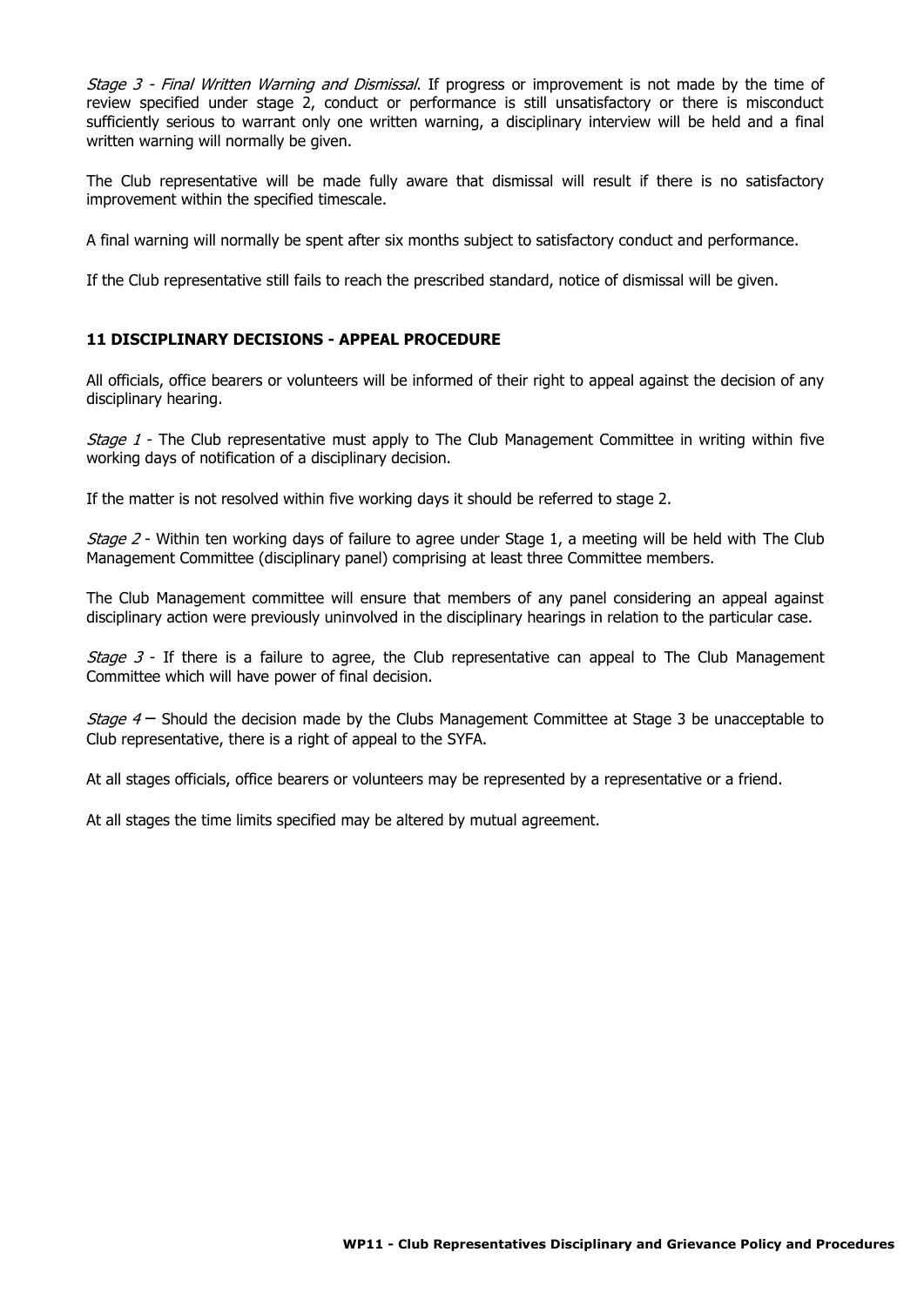*Stage 3 - Final Written Warning and Dismissal*. If progress or improvement is not made by the time of review specified under stage 2, conduct or performance is still unsatisfactory or there is misconduct sufficiently serious to warrant only one written warning, a disciplinary interview will be held and a final written warning will normally be given.

The Club representative will be made fully aware that dismissal will result if there is no satisfactory improvement within the specified timescale.

A final warning will normally be spent after six months subject to satisfactory conduct and performance.

If the Club representative still fails to reach the prescribed standard, notice of dismissal will be given.

### 11 DISCIPLINARY DECISIONS - APPEAL PROCEDURE

All officials, office bearers or volunteers will be informed of their right to appeal against the decision of any disciplinary hearing.

*Stage 1* - The Club representative must apply to The Club Management Committee in writing within five working days of notification of a disciplinary decision.

If the matter is not resolved within five working days it should be referred to stage 2.

*Stage 2* - Within ten working days of failure to agree under Stage 1, a meeting will be held with The Club Management Committee (disciplinary panel) comprising at least three Committee members.

The Club Management committee will ensure that members of any panel considering an appeal against disciplinary action were previously uninvolved in the disciplinary hearings in relation to the particular case.

*Stage 3* - If there is a failure to agree, the Club representative can appeal to The Club Management Committee which will have power of final decision.

*Stage 4* – Should the decision made by the Clubs Management Committee at Stage 3 be unacceptable to Club representative, there is a right of appeal to the SYFA.

At all stages officials, office bearers or volunteers may be represented by a representative or a friend.

At all stages the time limits specified may be altered by mutual agreement.